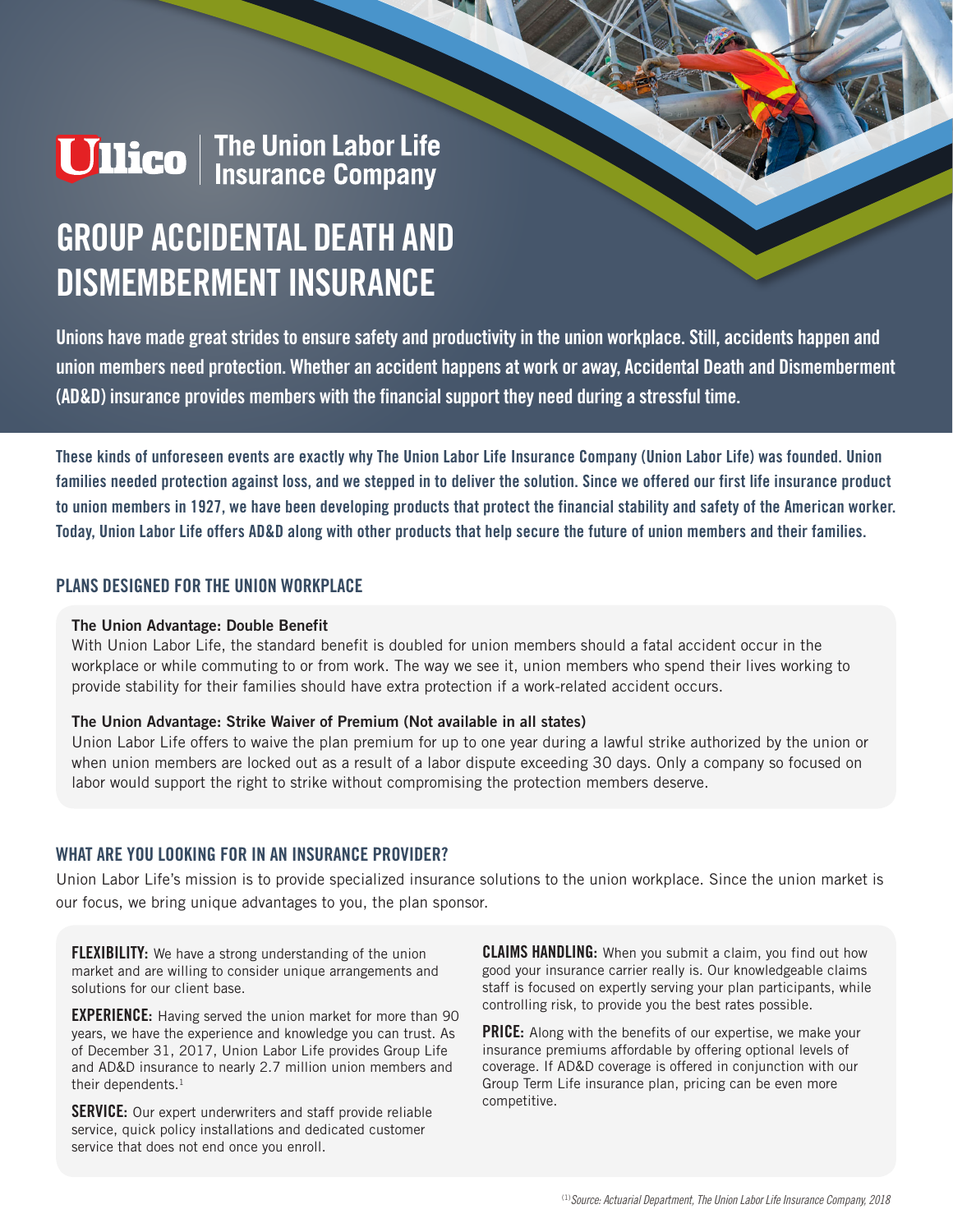Ullico | The Union Labor Life Insurance Company

# GROUP ACCIDENTAL DEATH AND DISMEMBERMENT INSURANCE

**Unions have made great strides to ensure safety and productivity in the union workplace. Still, accidents happen and union members need protection. Whether an accident happens at work or away, Accidental Death and Dismemberment (AD&D) insurance provides members with the financial support they need during a stressful time.**

**These kinds of unforeseen events are exactly why The Union Labor Life Insurance Company (Union Labor Life) was founded. Union families needed protection against loss, and we stepped in to deliver the solution. Since we offered our first life insurance product to union members in 1927, we have been developing products that protect the financial stability and safety of the American worker. Today, Union Labor Life offers AD&D along with other products that help secure the future of union members and their families.**

## PLANS DESIGNED FOR THE UNION WORKPLACE

**The Union Advantage: Double Benefit**
With Union Labor Life, the standard benefit is doubled for union members should a fatal accident occur in the workplace or while commuting to or from work. The way we see it, union members who spend their lives working to provide stability for their families should have extra protection if a work-related accident occurs.

**The Union Advantage: Strike Waiver of Premium (Not available in all states)**
Union Labor Life offers to waive the plan premium for up to one year during a lawful strike authorized by the union or when union members are locked out as a result of a labor dispute exceeding 30 days. Only a company so focused on labor would support the right to strike without compromising the protection members deserve.

## WHAT ARE YOU LOOKING FOR IN AN INSURANCE PROVIDER?

Union Labor Life's mission is to provide specialized insurance solutions to the union workplace. Since the union market is our focus, we bring unique advantages to you, the plan sponsor.

**FLEXIBILITY:** We have a strong understanding of the union market and are willing to consider unique arrangements and solutions for our client base.

**EXPERIENCE:** Having served the union market for more than 90 years, we have the experience and knowledge you can trust. As of December 31, 2017, Union Labor Life provides Group Life and AD&D insurance to nearly 2.7 million union members and their dependents.[1]

**SERVICE:** Our expert underwriters and staff provide reliable service, quick policy installations and dedicated customer service that does not end once you enroll.

**CLAIMS HANDLING:** When you submit a claim, you find out how good your insurance carrier really is. Our knowledgeable claims staff is focused on expertly serving your plan participants, while controlling risk, to provide you the best rates possible.

**PRICE:** Along with the benefits of our expertise, we make your insurance premiums affordable by offering optional levels of coverage. If AD&D coverage is offered in conjunction with our Group Term Life insurance plan, pricing can be even more competitive.

[1] *Source: Actuarial Department, The Union Labor Life Insurance Company, 2018*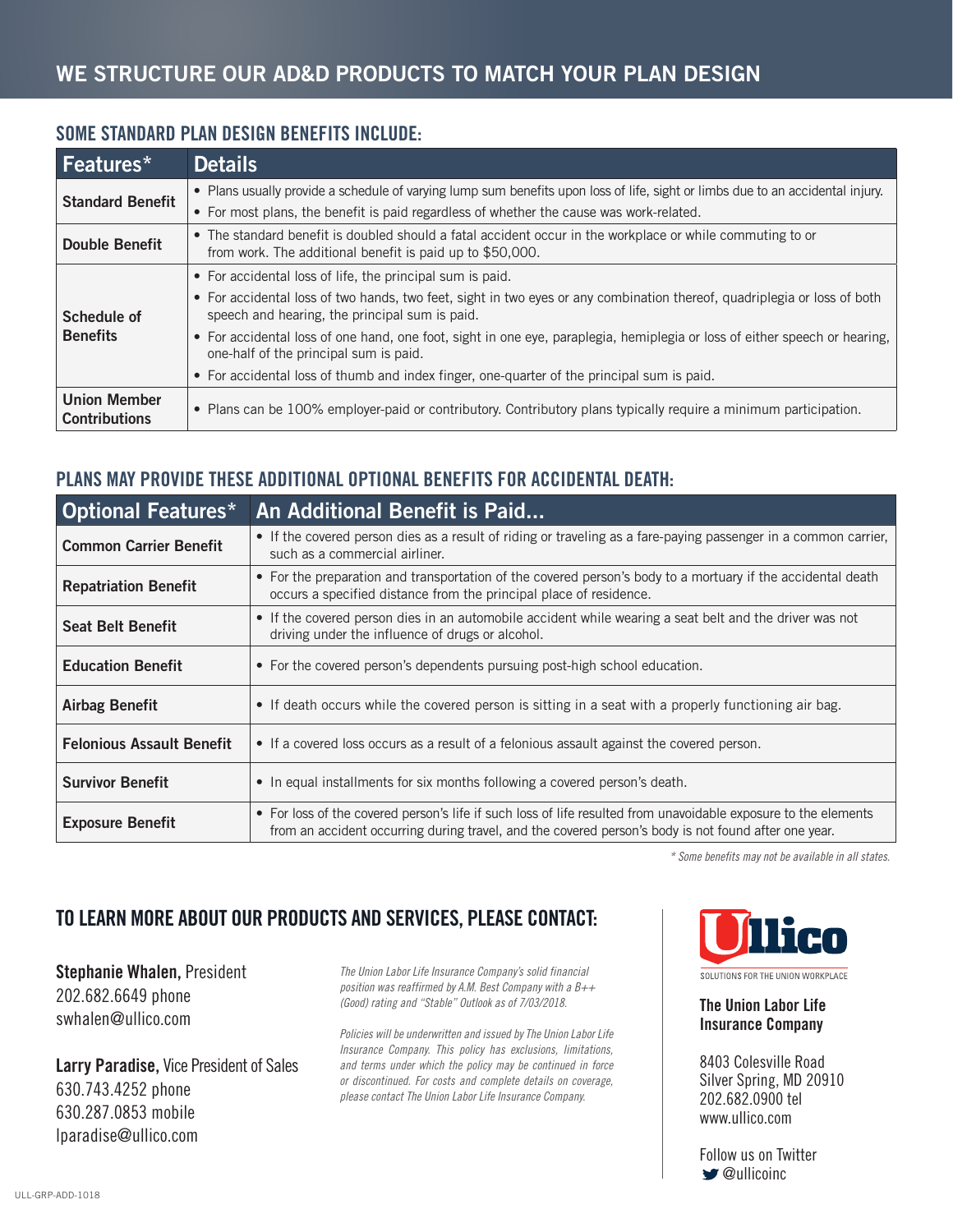## WE STRUCTURE OUR AD&D PRODUCTS TO MATCH YOUR PLAN DESIGN

### SOME STANDARD PLAN DESIGN BENEFITS INCLUDE:

| Features* | Details |
|---|---|
| **Standard Benefit** | • Plans usually provide a schedule of varying lump sum benefits upon loss of life, sight or limbs due to an accidental injury.<br>• For most plans, the benefit is paid regardless of whether the cause was work-related. |
| **Double Benefit** | • The standard benefit is doubled should a fatal accident occur in the workplace or while commuting to or from work. The additional benefit is paid up to $50,000. |
| **Schedule of Benefits** | • For accidental loss of life, the principal sum is paid.<br>• For accidental loss of two hands, two feet, sight in two eyes or any combination thereof, quadriplegia or loss of both speech and hearing, the principal sum is paid.<br>• For accidental loss of one hand, one foot, sight in one eye, paraplegia, hemiplegia or loss of either speech or hearing, one-half of the principal sum is paid.<br>• For accidental loss of thumb and index finger, one-quarter of the principal sum is paid. |
| **Union Member Contributions** | • Plans can be 100% employer-paid or contributory. Contributory plans typically require a minimum participation. |

### PLANS MAY PROVIDE THESE ADDITIONAL OPTIONAL BENEFITS FOR ACCIDENTAL DEATH:

| Optional Features* | An Additional Benefit is Paid... |
|---|---|
| **Common Carrier Benefit** | • If the covered person dies as a result of riding or traveling as a fare-paying passenger in a common carrier, such as a commercial airliner. |
| **Repatriation Benefit** | • For the preparation and transportation of the covered person's body to a mortuary if the accidental death occurs a specified distance from the principal place of residence. |
| **Seat Belt Benefit** | • If the covered person dies in an automobile accident while wearing a seat belt and the driver was not driving under the influence of drugs or alcohol. |
| **Education Benefit** | • For the covered person's dependents pursuing post-high school education. |
| **Airbag Benefit** | • If death occurs while the covered person is sitting in a seat with a properly functioning air bag. |
| **Felonious Assault Benefit** | • If a covered loss occurs as a result of a felonious assault against the covered person. |
| **Survivor Benefit** | • In equal installments for six months following a covered person's death. |
| **Exposure Benefit** | • For loss of the covered person's life if such loss of life resulted from unavoidable exposure to the elements from an accident occurring during travel, and the covered person's body is not found after one year. |

*\* Some benefits may not be available in all states.*

## TO LEARN MORE ABOUT OUR PRODUCTS AND SERVICES, PLEASE CONTACT:

**Stephanie Whalen,** President
202.682.6649 phone
swhalen@ullico.com

**Larry Paradise,** Vice President of Sales
630.743.4252 phone
630.287.0853 mobile
lparadise@ullico.com

*The Union Labor Life Insurance Company's solid financial position was reaffirmed by A.M. Best Company with a B++ (Good) rating and "Stable" Outlook as of 7/03/2018.*

*Policies will be underwritten and issued by The Union Labor Life Insurance Company. This policy has exclusions, limitations, and terms under which the policy may be continued in force or discontinued. For costs and complete details on coverage, please contact The Union Labor Life Insurance Company.*

Ullico
SOLUTIONS FOR THE UNION WORKPLACE

**The Union Labor Life Insurance Company**

8403 Colesville Road
Silver Spring, MD 20910
202.682.0900 tel
www.ullico.com

Follow us on Twitter
@ullicoinc

ULL-GRP-ADD-1018